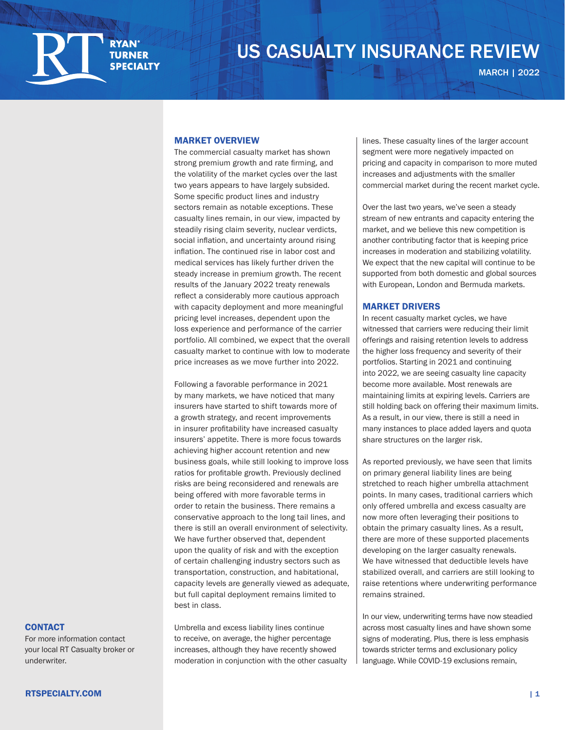# US CASUALTY INSURANCE REVIEW

MARCH | 2022

## MARKET OVERVIEW

The commercial casualty market has shown strong premium growth and rate firming, and the volatility of the market cycles over the last two years appears to have largely subsided. Some specific product lines and industry sectors remain as notable exceptions. These casualty lines remain, in our view, impacted by steadily rising claim severity, nuclear verdicts, social inflation, and uncertainty around rising inflation. The continued rise in labor cost and medical services has likely further driven the steady increase in premium growth. The recent results of the January 2022 treaty renewals reflect a considerably more cautious approach with capacity deployment and more meaningful pricing level increases, dependent upon the loss experience and performance of the carrier portfolio. All combined, we expect that the overall casualty market to continue with low to moderate price increases as we move further into 2022.

Following a favorable performance in 2021 by many markets, we have noticed that many insurers have started to shift towards more of a growth strategy, and recent improvements in insurer profitability have increased casualty insurers' appetite. There is more focus towards achieving higher account retention and new business goals, while still looking to improve loss ratios for profitable growth. Previously declined risks are being reconsidered and renewals are being offered with more favorable terms in order to retain the business. There remains a conservative approach to the long tail lines, and there is still an overall environment of selectivity. We have further observed that, dependent upon the quality of risk and with the exception of certain challenging industry sectors such as transportation, construction, and habitational, capacity levels are generally viewed as adequate, but full capital deployment remains limited to best in class.

Umbrella and excess liability lines continue to receive, on average, the higher percentage increases, although they have recently showed moderation in conjunction with the other casualty lines. These casualty lines of the larger account segment were more negatively impacted on pricing and capacity in comparison to more muted increases and adjustments with the smaller commercial market during the recent market cycle.

Over the last two years, we've seen a steady stream of new entrants and capacity entering the market, and we believe this new competition is another contributing factor that is keeping price increases in moderation and stabilizing volatility. We expect that the new capital will continue to be supported from both domestic and global sources with European, London and Bermuda markets.

## MARKET DRIVERS

In recent casualty market cycles, we have witnessed that carriers were reducing their limit offerings and raising retention levels to address the higher loss frequency and severity of their portfolios. Starting in 2021 and continuing into 2022, we are seeing casualty line capacity become more available. Most renewals are maintaining limits at expiring levels. Carriers are still holding back on offering their maximum limits. As a result, in our view, there is still a need in many instances to place added layers and quota share structures on the larger risk.

As reported previously, we have seen that limits on primary general liability lines are being stretched to reach higher umbrella attachment points. In many cases, traditional carriers which only offered umbrella and excess casualty are now more often leveraging their positions to obtain the primary casualty lines. As a result, there are more of these supported placements developing on the larger casualty renewals. We have witnessed that deductible levels have stabilized overall, and carriers are still looking to raise retentions where underwriting performance remains strained.

In our view, underwriting terms have now steadied across most casualty lines and have shown some signs of moderating. Plus, there is less emphasis towards stricter terms and exclusionary policy language. While COVID-19 exclusions remain,

## CONTACT

For more information contact your local RT Casualty broker or underwriter.

RTSPECIALTY.COM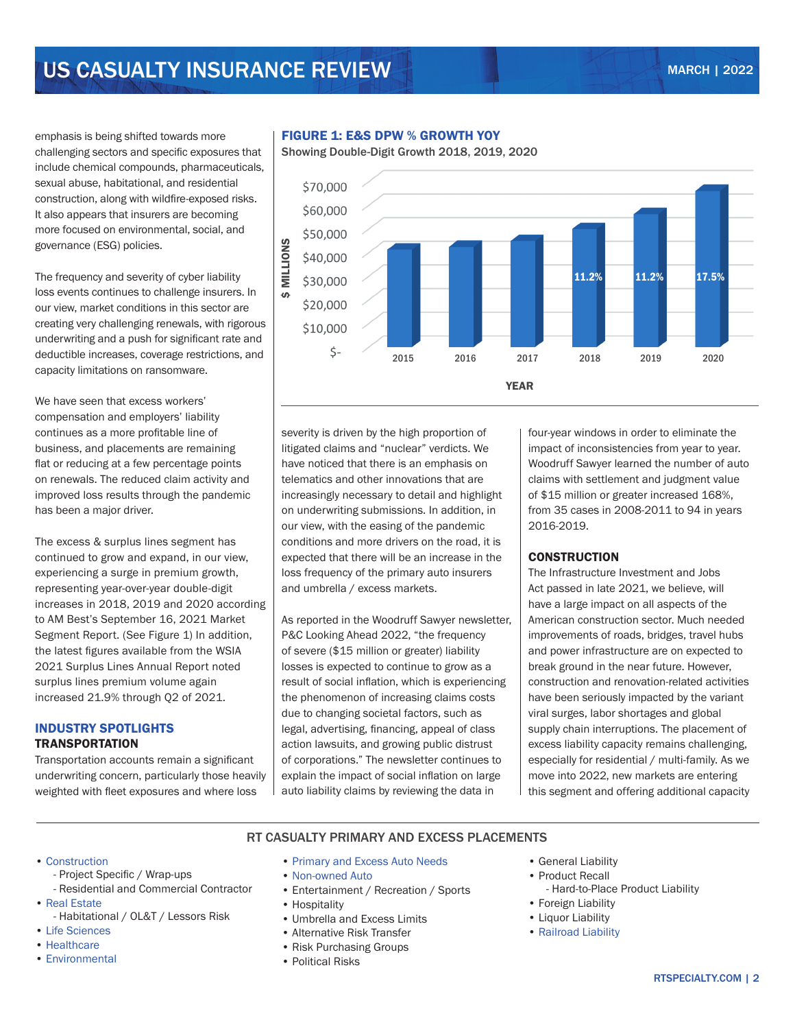emphasis is being shifted towards more challenging sectors and specific exposures that include chemical compounds, pharmaceuticals, sexual abuse, habitational, and residential construction, along with wildfire-exposed risks. It also appears that insurers are becoming more focused on environmental, social, and governance (ESG) policies.

The frequency and severity of cyber liability loss events continues to challenge insurers. In our view, market conditions in this sector are creating very challenging renewals, with rigorous underwriting and a push for significant rate and deductible increases, coverage restrictions, and capacity limitations on ransomware.

We have seen that excess workers' compensation and employers' liability continues as a more profitable line of business, and placements are remaining flat or reducing at a few percentage points on renewals. The reduced claim activity and improved loss results through the pandemic has been a major driver.

The excess & surplus lines segment has continued to grow and expand, in our view, experiencing a surge in premium growth, representing year-over-year double-digit increases in 2018, 2019 and 2020 according to AM Best's September 16, 2021 Market Segment Report. (See Figure 1) In addition, the latest figures available from the WSIA 2021 Surplus Lines Annual Report noted surplus lines premium volume again increased 21.9% through Q2 of 2021.

**FIGURE 1: E&S DPW % GROWTH YOY**

Showing Double-Digit Growth 2018, 2019, 2020

| YEAR | $ MILLIONS (approx.) | % Growth YOY |
|---|---|---|
| 2015 | ~$42,000 | |
| 2016 | ~$43,000 | |
| 2017 | ~$45,000 | |
| 2018 | ~$50,000 | 11.2% |
| 2019 | ~$56,000 | 11.2% |
| 2020 | ~$66,000 | 17.5% |

## INDUSTRY SPOTLIGHTS

### TRANSPORTATION

Transportation accounts remain a significant underwriting concern, particularly those heavily weighted with fleet exposures and where loss severity is driven by the high proportion of litigated claims and "nuclear" verdicts. We have noticed that there is an emphasis on telematics and other innovations that are increasingly necessary to detail and highlight on underwriting submissions. In addition, in our view, with the easing of the pandemic conditions and more drivers on the road, it is expected that there will be an increase in the loss frequency of the primary auto insurers and umbrella / excess markets.

As reported in the Woodruff Sawyer newsletter, P&C Looking Ahead 2022, "the frequency of severe ($15 million or greater) liability losses is expected to continue to grow as a result of social inflation, which is experiencing the phenomenon of increasing claims costs due to changing societal factors, such as legal, advertising, financing, appeal of class action lawsuits, and growing public distrust of corporations." The newsletter continues to explain the impact of social inflation on large auto liability claims by reviewing the data in four-year windows in order to eliminate the impact of inconsistencies from year to year. Woodruff Sawyer learned the number of auto claims with settlement and judgment value of $15 million or greater increased 168%, from 35 cases in 2008-2011 to 94 in years 2016-2019.

### CONSTRUCTION

The Infrastructure Investment and Jobs Act passed in late 2021, we believe, will have a large impact on all aspects of the American construction sector. Much needed improvements of roads, bridges, travel hubs and power infrastructure are on expected to break ground in the near future. However, construction and renovation-related activities have been seriously impacted by the variant viral surges, labor shortages and global supply chain interruptions. The placement of excess liability capacity remains challenging, especially for residential / multi-family. As we move into 2022, new markets are entering this segment and offering additional capacity

## RT CASUALTY PRIMARY AND EXCESS PLACEMENTS

- Construction
  - Project Specific / Wrap-ups
  - Residential and Commercial Contractor
- Real Estate
  - Habitational / OL&T / Lessors Risk
- Life Sciences
- Healthcare
- Environmental
- Primary and Excess Auto Needs
- Non-owned Auto
- Entertainment / Recreation / Sports
- Hospitality
- Umbrella and Excess Limits
- Alternative Risk Transfer
- Risk Purchasing Groups
- Political Risks
- General Liability
- Product Recall
  - Hard-to-Place Product Liability
- Foreign Liability
- Liquor Liability
- Railroad Liability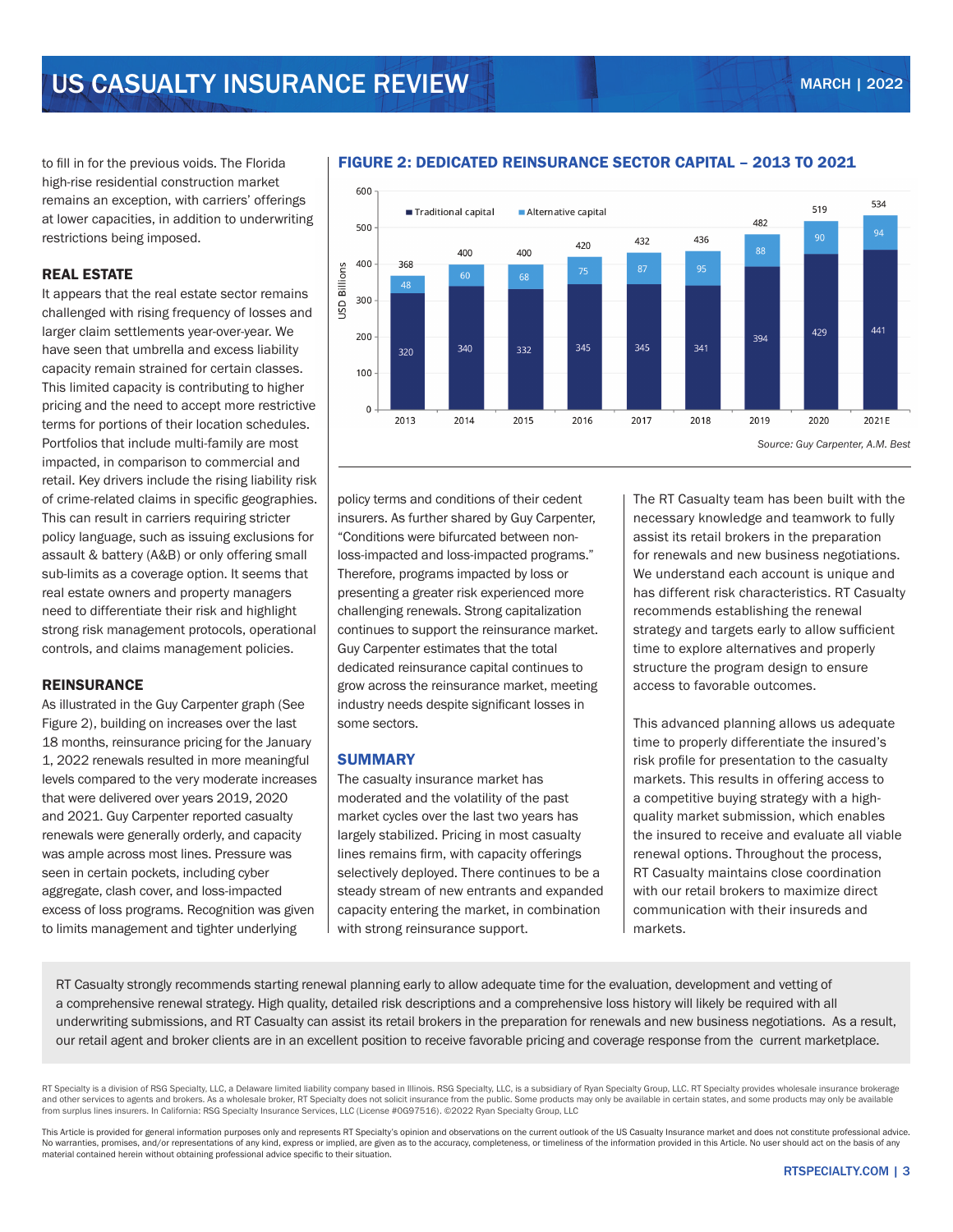to fill in for the previous voids. The Florida high-rise residential construction market remains an exception, with carriers' offerings at lower capacities, in addition to underwriting restrictions being imposed.

### REAL ESTATE

It appears that the real estate sector remains challenged with rising frequency of losses and larger claim settlements year-over-year. We have seen that umbrella and excess liability capacity remain strained for certain classes. This limited capacity is contributing to higher pricing and the need to accept more restrictive terms for portions of their location schedules. Portfolios that include multi-family are most impacted, in comparison to commercial and retail. Key drivers include the rising liability risk of crime-related claims in specific geographies. This can result in carriers requiring stricter policy language, such as issuing exclusions for assault & battery (A&B) or only offering small sub-limits as a coverage option. It seems that real estate owners and property managers need to differentiate their risk and highlight strong risk management protocols, operational controls, and claims management policies.

### REINSURANCE

As illustrated in the Guy Carpenter graph (See Figure 2), building on increases over the last 18 months, reinsurance pricing for the January 1, 2022 renewals resulted in more meaningful levels compared to the very moderate increases that were delivered over years 2019, 2020 and 2021. Guy Carpenter reported casualty renewals were generally orderly, and capacity was ample across most lines. Pressure was seen in certain pockets, including cyber aggregate, clash cover, and loss-impacted excess of loss programs. Recognition was given to limits management and tighter underlying policy terms and conditions of their cedent insurers. As further shared by Guy Carpenter, "Conditions were bifurcated between non-loss-impacted and loss-impacted programs." Therefore, programs impacted by loss or presenting a greater risk experienced more challenging renewals. Strong capitalization continues to support the reinsurance market. Guy Carpenter estimates that the total dedicated reinsurance capital continues to grow across the reinsurance market, meeting industry needs despite significant losses in some sectors.

**FIGURE 2: DEDICATED REINSURANCE SECTOR CAPITAL – 2013 TO 2021**

Traditional capital / Alternative capital

USD Billions

600, 500, 400, 300, 200, 100, 0

2013: 368 (320, 48)
2014: 400 (340, 60)
2015: 400 (332, 68)
2016: 420 (345, 75)
2017: 432 (345, 87)
2018: 436 (341, 95)
2019: 482 (394, 88)
2020: 519 (429, 90)
2021E: 534 (441, 94)

*Source: Guy Carpenter, A.M. Best*

## SUMMARY

The casualty insurance market has moderated and the volatility of the past market cycles over the last two years has largely stabilized. Pricing in most casualty lines remains firm, with capacity offerings selectively deployed. There continues to be a steady stream of new entrants and expanded capacity entering the market, in combination with strong reinsurance support.

The RT Casualty team has been built with the necessary knowledge and teamwork to fully assist its retail brokers in the preparation for renewals and new business negotiations. We understand each account is unique and has different risk characteristics. RT Casualty recommends establishing the renewal strategy and targets early to allow sufficient time to explore alternatives and properly structure the program design to ensure access to favorable outcomes.

This advanced planning allows us adequate time to properly differentiate the insured's risk profile for presentation to the casualty markets. This results in offering access to a competitive buying strategy with a high-quality market submission, which enables the insured to receive and evaluate all viable renewal options. Throughout the process, RT Casualty maintains close coordination with our retail brokers to maximize direct communication with their insureds and markets.

RT Casualty strongly recommends starting renewal planning early to allow adequate time for the evaluation, development and vetting of a comprehensive renewal strategy. High quality, detailed risk descriptions and a comprehensive loss history will likely be required with all underwriting submissions, and RT Casualty can assist its retail brokers in the preparation for renewals and new business negotiations. As a result, our retail agent and broker clients are in an excellent position to receive favorable pricing and coverage response from the current marketplace.

RT Specialty is a division of RSG Specialty, LLC, a Delaware limited liability company based in Illinois. RSG Specialty, LLC, is a subsidiary of Ryan Specialty Group, LLC. RT Specialty provides wholesale insurance brokerage and other services to agents and brokers. As a wholesale broker, RT Specialty does not solicit insurance from the public. Some products may only be available in certain states, and some products may only be available from surplus lines insurers. In California: RSG Specialty Insurance Services, LLC (License #0G97516). ©2022 Ryan Specialty Group, LLC

This Article is provided for general information purposes only and represents RT Specialty's opinion and observations on the current outlook of the US Casualty Insurance market and does not constitute professional advice. No warranties, promises, and/or representations of any kind, express or implied, are given as to the accuracy, completeness, or timeliness of the information provided in this Article. No user should act on the basis of any material contained herein without obtaining professional advice specific to their situation.